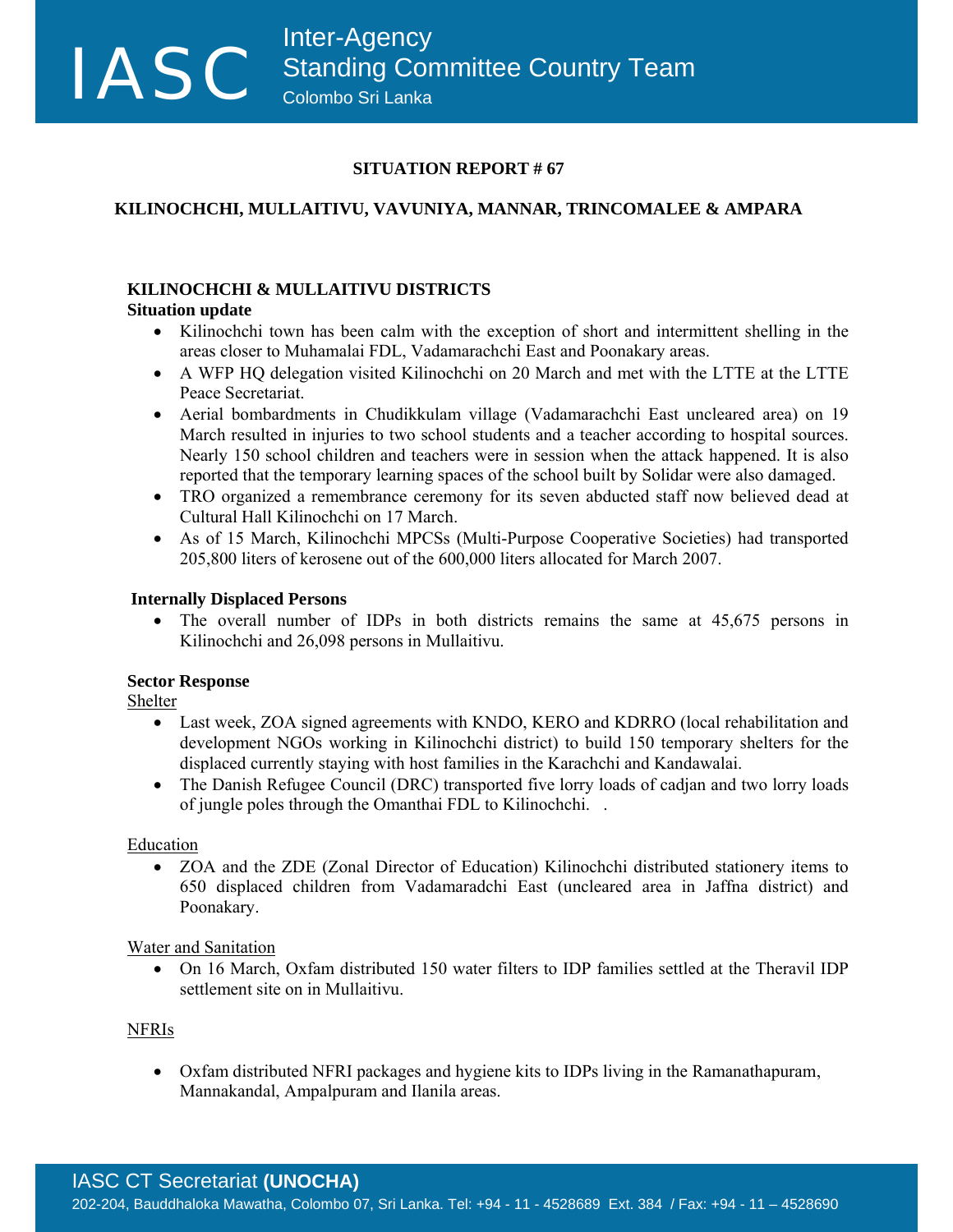# SITUATION REPORT # 67

## KILINOCHCHI, MULLAITIVU, VAVUNIYA, MANNAR, TRINCOMALEE & AMPARA

### KILINOCHCHI & MULLAITIVU DISTRICTS

**Situation update**

- Kilinochchi town has been calm with the exception of short and intermittent shelling in the areas closer to Muhamalai FDL, Vadamarachchi East and Poonakary areas.
- A WFP HQ delegation visited Kilinochchi on 20 March and met with the LTTE at the LTTE Peace Secretariat.
- Aerial bombardments in Chudikkulam village (Vadamarachchi East uncleared area) on 19 March resulted in injuries to two school students and a teacher according to hospital sources. Nearly 150 school children and teachers were in session when the attack happened. It is also reported that the temporary learning spaces of the school built by Solidar were also damaged.
- TRO organized a remembrance ceremony for its seven abducted staff now believed dead at Cultural Hall Kilinochchi on 17 March.
- As of 15 March, Kilinochchi MPCSs (Multi-Purpose Cooperative Societies) had transported 205,800 liters of kerosene out of the 600,000 liters allocated for March 2007.

**Internally Displaced Persons**

- The overall number of IDPs in both districts remains the same at 45,675 persons in Kilinochchi and 26,098 persons in Mullaitivu.

**Sector Response**

Shelter

- Last week, ZOA signed agreements with KNDO, KERO and KDRRO (local rehabilitation and development NGOs working in Kilinochchi district) to build 150 temporary shelters for the displaced currently staying with host families in the Karachchi and Kandawalai.
- The Danish Refugee Council (DRC) transported five lorry loads of cadjan and two lorry loads of jungle poles through the Omanthai FDL to Kilinochchi. .

Education

- ZOA and the ZDE (Zonal Director of Education) Kilinochchi distributed stationery items to 650 displaced children from Vadamaradchi East (uncleared area in Jaffna district) and Poonakary.

Water and Sanitation

- On 16 March, Oxfam distributed 150 water filters to IDP families settled at the Theravil IDP settlement site on in Mullaitivu.

NFRIs

- Oxfam distributed NFRI packages and hygiene kits to IDPs living in the Ramanathapuram, Mannakandal, Ampalpuram and Ilanila areas.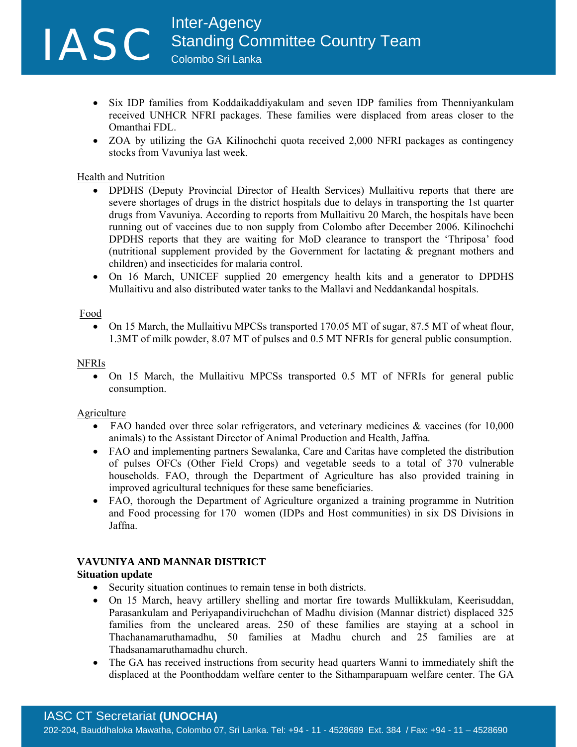- Six IDP families from Koddaikaddiyakulam and seven IDP families from Thenniyankulam received UNHCR NFRI packages. These families were displaced from areas closer to the Omanthai FDL.
- ZOA by utilizing the GA Kilinochchi quota received 2,000 NFRI packages as contingency stocks from Vavuniya last week.

Health and Nutrition

- DPDHS (Deputy Provincial Director of Health Services) Mullaitivu reports that there are severe shortages of drugs in the district hospitals due to delays in transporting the 1st quarter drugs from Vavuniya. According to reports from Mullaitivu 20 March, the hospitals have been running out of vaccines due to non supply from Colombo after December 2006. Kilinochchi DPDHS reports that they are waiting for MoD clearance to transport the 'Thriposa' food (nutritional supplement provided by the Government for lactating & pregnant mothers and children) and insecticides for malaria control.
- On 16 March, UNICEF supplied 20 emergency health kits and a generator to DPDHS Mullaitivu and also distributed water tanks to the Mallavi and Neddankandal hospitals.

Food

- On 15 March, the Mullaitivu MPCSs transported 170.05 MT of sugar, 87.5 MT of wheat flour, 1.3MT of milk powder, 8.07 MT of pulses and 0.5 MT NFRIs for general public consumption.

NFRIs

- On 15 March, the Mullaitivu MPCSs transported 0.5 MT of NFRIs for general public consumption.

Agriculture

- FAO handed over three solar refrigerators, and veterinary medicines & vaccines (for 10,000 animals) to the Assistant Director of Animal Production and Health, Jaffna.
- FAO and implementing partners Sewalanka, Care and Caritas have completed the distribution of pulses OFCs (Other Field Crops) and vegetable seeds to a total of 370 vulnerable households. FAO, through the Department of Agriculture has also provided training in improved agricultural techniques for these same beneficiaries.
- FAO, thorough the Department of Agriculture organized a training programme in Nutrition and Food processing for 170 women (IDPs and Host communities) in six DS Divisions in Jaffna.

**VAVUNIYA AND MANNAR DISTRICT**

**Situation update**

- Security situation continues to remain tense in both districts.
- On 15 March, heavy artillery shelling and mortar fire towards Mullikkulam, Keerisuddan, Parasankulam and Periyapandiviruchchan of Madhu division (Mannar district) displaced 325 families from the uncleared areas. 250 of these families are staying at a school in Thachanamaruthamadhu, 50 families at Madhu church and 25 families are at Thadsanamaruthamadhu church.
- The GA has received instructions from security head quarters Wanni to immediately shift the displaced at the Poonthoddam welfare center to the Sithamparapuam welfare center. The GA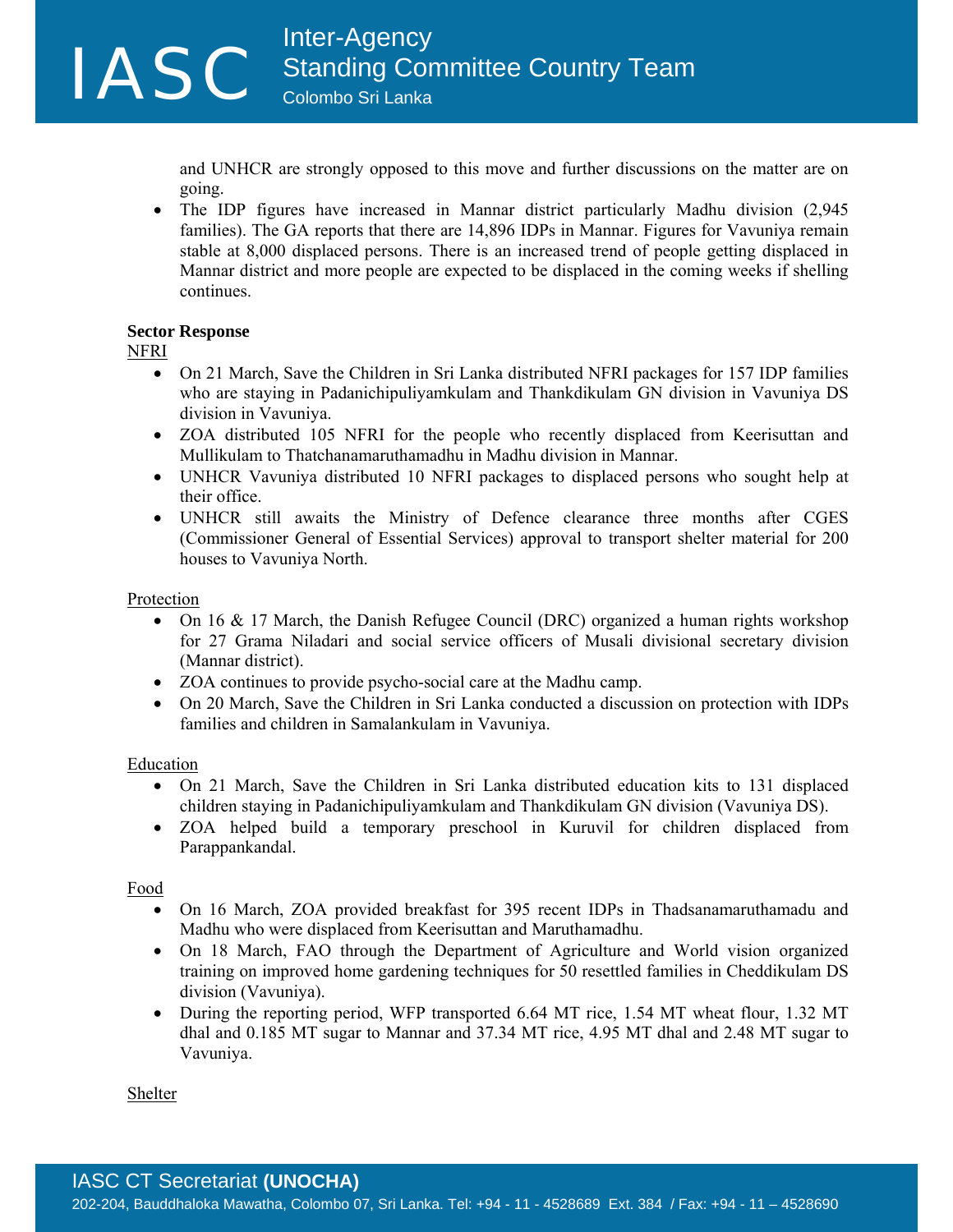and UNHCR are strongly opposed to this move and further discussions on the matter are on going.

- The IDP figures have increased in Mannar district particularly Madhu division (2,945 families). The GA reports that there are 14,896 IDPs in Mannar. Figures for Vavuniya remain stable at 8,000 displaced persons. There is an increased trend of people getting displaced in Mannar district and more people are expected to be displaced in the coming weeks if shelling continues.

**Sector Response**

NFRI

- On 21 March, Save the Children in Sri Lanka distributed NFRI packages for 157 IDP families who are staying in Padanichipuliyamkulam and Thankdikulam GN division in Vavuniya DS division in Vavuniya.
- ZOA distributed 105 NFRI for the people who recently displaced from Keerisuttan and Mullikulam to Thatchanamaruthamadhu in Madhu division in Mannar.
- UNHCR Vavuniya distributed 10 NFRI packages to displaced persons who sought help at their office.
- UNHCR still awaits the Ministry of Defence clearance three months after CGES (Commissioner General of Essential Services) approval to transport shelter material for 200 houses to Vavuniya North.

Protection

- On 16 & 17 March, the Danish Refugee Council (DRC) organized a human rights workshop for 27 Grama Niladari and social service officers of Musali divisional secretary division (Mannar district).
- ZOA continues to provide psycho-social care at the Madhu camp.
- On 20 March, Save the Children in Sri Lanka conducted a discussion on protection with IDPs families and children in Samalankulam in Vavuniya.

Education

- On 21 March, Save the Children in Sri Lanka distributed education kits to 131 displaced children staying in Padanichipuliyamkulam and Thankdikulam GN division (Vavuniya DS).
- ZOA helped build a temporary preschool in Kuruvil for children displaced from Parappankandal.

Food

- On 16 March, ZOA provided breakfast for 395 recent IDPs in Thadsanamaruthamadu and Madhu who were displaced from Keerisuttan and Maruthamadhu.
- On 18 March, FAO through the Department of Agriculture and World vision organized training on improved home gardening techniques for 50 resettled families in Cheddikulam DS division (Vavuniya).
- During the reporting period, WFP transported 6.64 MT rice, 1.54 MT wheat flour, 1.32 MT dhal and 0.185 MT sugar to Mannar and 37.34 MT rice, 4.95 MT dhal and 2.48 MT sugar to Vavuniya.

Shelter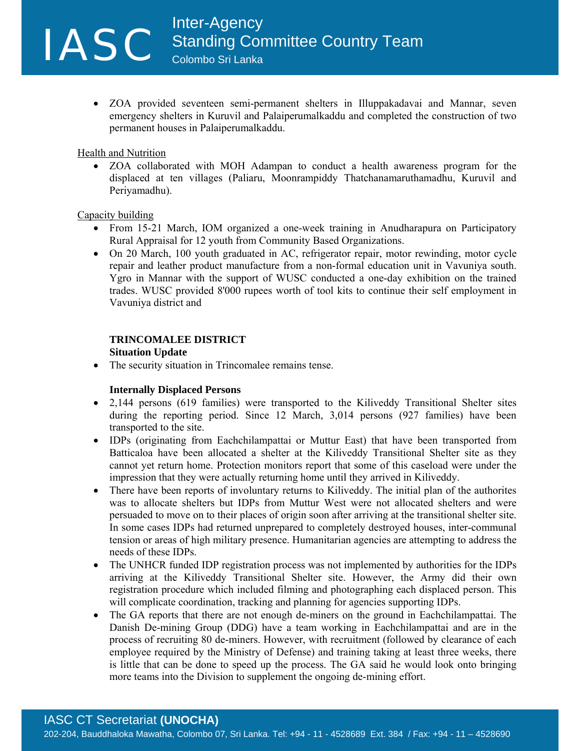- ZOA provided seventeen semi-permanent shelters in Illuppakadavai and Mannar, seven emergency shelters in Kuruvil and Palaiperumalkaddu and completed the construction of two permanent houses in Palaiperumalkaddu.

<u>Health and Nutrition</u>

- ZOA collaborated with MOH Adampan to conduct a health awareness program for the displaced at ten villages (Paliaru, Moonrampiddy Thatchanamaruthamadhu, Kuruvil and Periyamadhu).

<u>Capacity building</u>

- From 15-21 March, IOM organized a one-week training in Anudharapura on Participatory Rural Appraisal for 12 youth from Community Based Organizations.
- On 20 March, 100 youth graduated in AC, refrigerator repair, motor rewinding, motor cycle repair and leather product manufacture from a non-formal education unit in Vavuniya south. Ygro in Mannar with the support of WUSC conducted a one-day exhibition on the trained trades. WUSC provided 8'000 rupees worth of tool kits to continue their self employment in Vavuniya district and

**TRINCOMALEE DISTRICT**

**Situation Update**

- The security situation in Trincomalee remains tense.

**Internally Displaced Persons**

- 2,144 persons (619 families) were transported to the Kiliveddy Transitional Shelter sites during the reporting period. Since 12 March, 3,014 persons (927 families) have been transported to the site.
- IDPs (originating from Eachchilampattai or Muttur East) that have been transported from Batticaloa have been allocated a shelter at the Kiliveddy Transitional Shelter site as they cannot yet return home. Protection monitors report that some of this caseload were under the impression that they were actually returning home until they arrived in Kiliveddy.
- There have been reports of involuntary returns to Kiliveddy. The initial plan of the authorites was to allocate shelters but IDPs from Muttur West were not allocated shelters and were persuaded to move on to their places of origin soon after arriving at the transitional shelter site. In some cases IDPs had returned unprepared to completely destroyed houses, inter-communal tension or areas of high military presence. Humanitarian agencies are attempting to address the needs of these IDPs.
- The UNHCR funded IDP registration process was not implemented by authorities for the IDPs arriving at the Kiliveddy Transitional Shelter site. However, the Army did their own registration procedure which included filming and photographing each displaced person. This will complicate coordination, tracking and planning for agencies supporting IDPs.
- The GA reports that there are not enough de-miners on the ground in Eachchilampattai. The Danish De-mining Group (DDG) have a team working in Eachchilampattai and are in the process of recruiting 80 de-miners. However, with recruitment (followed by clearance of each employee required by the Ministry of Defense) and training taking at least three weeks, there is little that can be done to speed up the process. The GA said he would look onto bringing more teams into the Division to supplement the ongoing de-mining effort.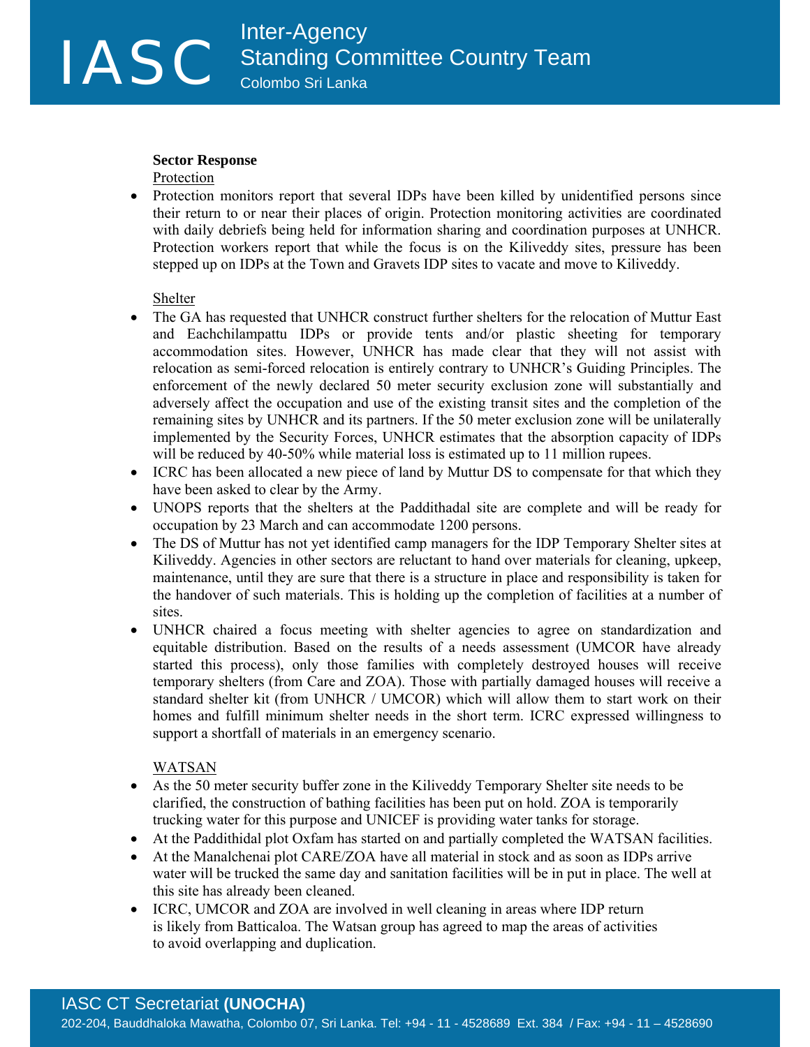**Sector Response**

Protection

- Protection monitors report that several IDPs have been killed by unidentified persons since their return to or near their places of origin. Protection monitoring activities are coordinated with daily debriefs being held for information sharing and coordination purposes at UNHCR. Protection workers report that while the focus is on the Kiliveddy sites, pressure has been stepped up on IDPs at the Town and Gravets IDP sites to vacate and move to Kiliveddy.

Shelter

- The GA has requested that UNHCR construct further shelters for the relocation of Muttur East and Eachchilampattu IDPs or provide tents and/or plastic sheeting for temporary accommodation sites. However, UNHCR has made clear that they will not assist with relocation as semi-forced relocation is entirely contrary to UNHCR's Guiding Principles. The enforcement of the newly declared 50 meter security exclusion zone will substantially and adversely affect the occupation and use of the existing transit sites and the completion of the remaining sites by UNHCR and its partners. If the 50 meter exclusion zone will be unilaterally implemented by the Security Forces, UNHCR estimates that the absorption capacity of IDPs will be reduced by 40-50% while material loss is estimated up to 11 million rupees.
- ICRC has been allocated a new piece of land by Muttur DS to compensate for that which they have been asked to clear by the Army.
- UNOPS reports that the shelters at the Paddithadal site are complete and will be ready for occupation by 23 March and can accommodate 1200 persons.
- The DS of Muttur has not yet identified camp managers for the IDP Temporary Shelter sites at Kiliveddy. Agencies in other sectors are reluctant to hand over materials for cleaning, upkeep, maintenance, until they are sure that there is a structure in place and responsibility is taken for the handover of such materials. This is holding up the completion of facilities at a number of sites.
- UNHCR chaired a focus meeting with shelter agencies to agree on standardization and equitable distribution. Based on the results of a needs assessment (UMCOR have already started this process), only those families with completely destroyed houses will receive temporary shelters (from Care and ZOA). Those with partially damaged houses will receive a standard shelter kit (from UNHCR / UMCOR) which will allow them to start work on their homes and fulfill minimum shelter needs in the short term. ICRC expressed willingness to support a shortfall of materials in an emergency scenario.

WATSAN

- As the 50 meter security buffer zone in the Kiliveddy Temporary Shelter site needs to be clarified, the construction of bathing facilities has been put on hold. ZOA is temporarily trucking water for this purpose and UNICEF is providing water tanks for storage.
- At the Paddithidal plot Oxfam has started on and partially completed the WATSAN facilities.
- At the Manalchenai plot CARE/ZOA have all material in stock and as soon as IDPs arrive water will be trucked the same day and sanitation facilities will be in put in place. The well at this site has already been cleaned.
- ICRC, UMCOR and ZOA are involved in well cleaning in areas where IDP return is likely from Batticaloa. The Watsan group has agreed to map the areas of activities to avoid overlapping and duplication.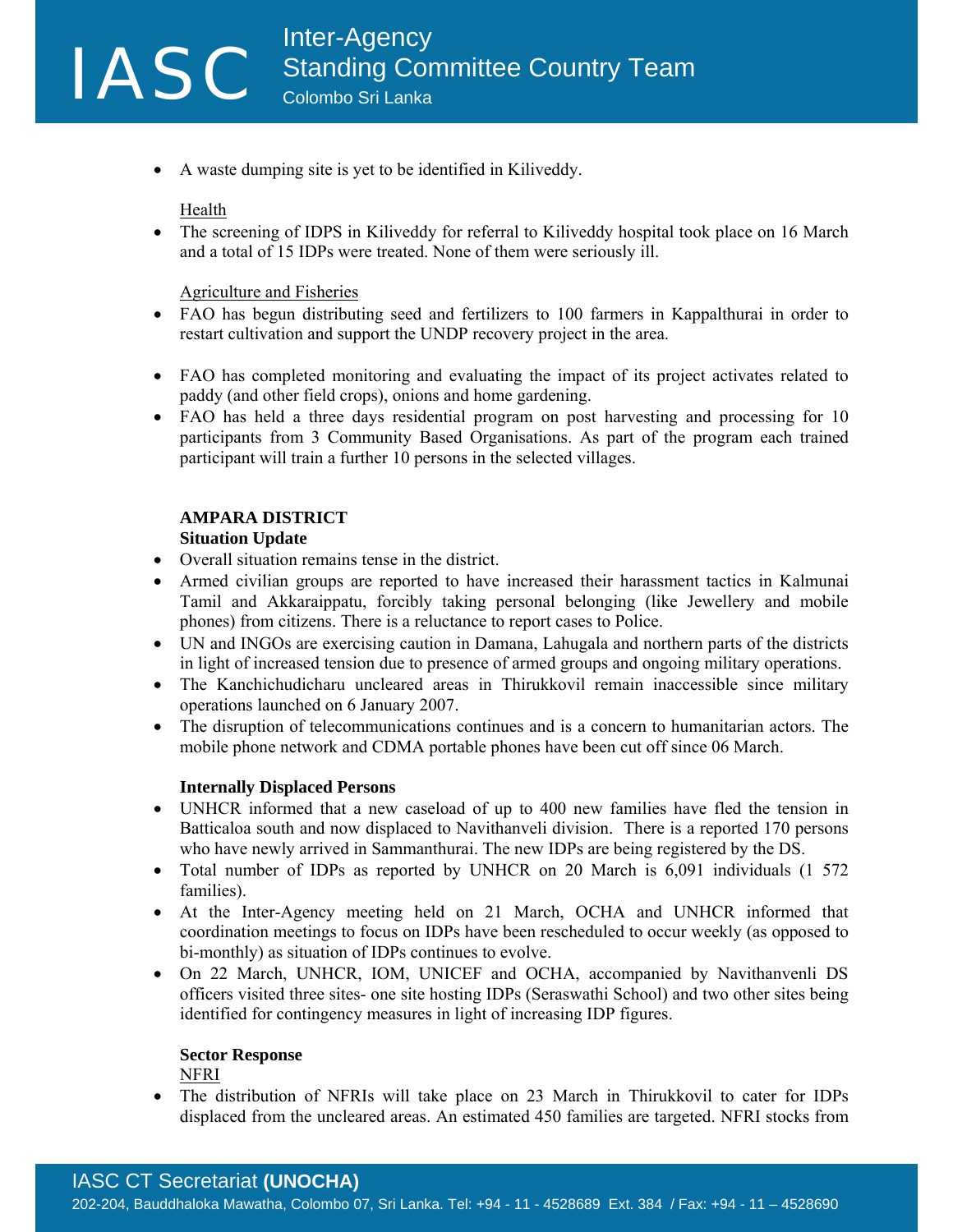- A waste dumping site is yet to be identified in Kiliveddy.

Health

- The screening of IDPS in Kiliveddy for referral to Kiliveddy hospital took place on 16 March and a total of 15 IDPs were treated. None of them were seriously ill.

Agriculture and Fisheries

- FAO has begun distributing seed and fertilizers to 100 farmers in Kappalthurai in order to restart cultivation and support the UNDP recovery project in the area.

- FAO has completed monitoring and evaluating the impact of its project activates related to paddy (and other field crops), onions and home gardening.
- FAO has held a three days residential program on post harvesting and processing for 10 participants from 3 Community Based Organisations. As part of the program each trained participant will train a further 10 persons in the selected villages.

**AMPARA DISTRICT**

**Situation Update**

- Overall situation remains tense in the district.
- Armed civilian groups are reported to have increased their harassment tactics in Kalmunai Tamil and Akkaraippatu, forcibly taking personal belonging (like Jewellery and mobile phones) from citizens. There is a reluctance to report cases to Police.
- UN and INGOs are exercising caution in Damana, Lahugala and northern parts of the districts in light of increased tension due to presence of armed groups and ongoing military operations.
- The Kanchichudicharu uncleared areas in Thirukkovil remain inaccessible since military operations launched on 6 January 2007.
- The disruption of telecommunications continues and is a concern to humanitarian actors. The mobile phone network and CDMA portable phones have been cut off since 06 March.

**Internally Displaced Persons**

- UNHCR informed that a new caseload of up to 400 new families have fled the tension in Batticaloa south and now displaced to Navithanveli division. There is a reported 170 persons who have newly arrived in Sammanthurai. The new IDPs are being registered by the DS.
- Total number of IDPs as reported by UNHCR on 20 March is 6,091 individuals (1 572 families).
- At the Inter-Agency meeting held on 21 March, OCHA and UNHCR informed that coordination meetings to focus on IDPs have been rescheduled to occur weekly (as opposed to bi-monthly) as situation of IDPs continues to evolve.
- On 22 March, UNHCR, IOM, UNICEF and OCHA, accompanied by Navithanvenli DS officers visited three sites- one site hosting IDPs (Seraswathi School) and two other sites being identified for contingency measures in light of increasing IDP figures.

**Sector Response**

NFRI

- The distribution of NFRIs will take place on 23 March in Thirukkovil to cater for IDPs displaced from the uncleared areas. An estimated 450 families are targeted. NFRI stocks from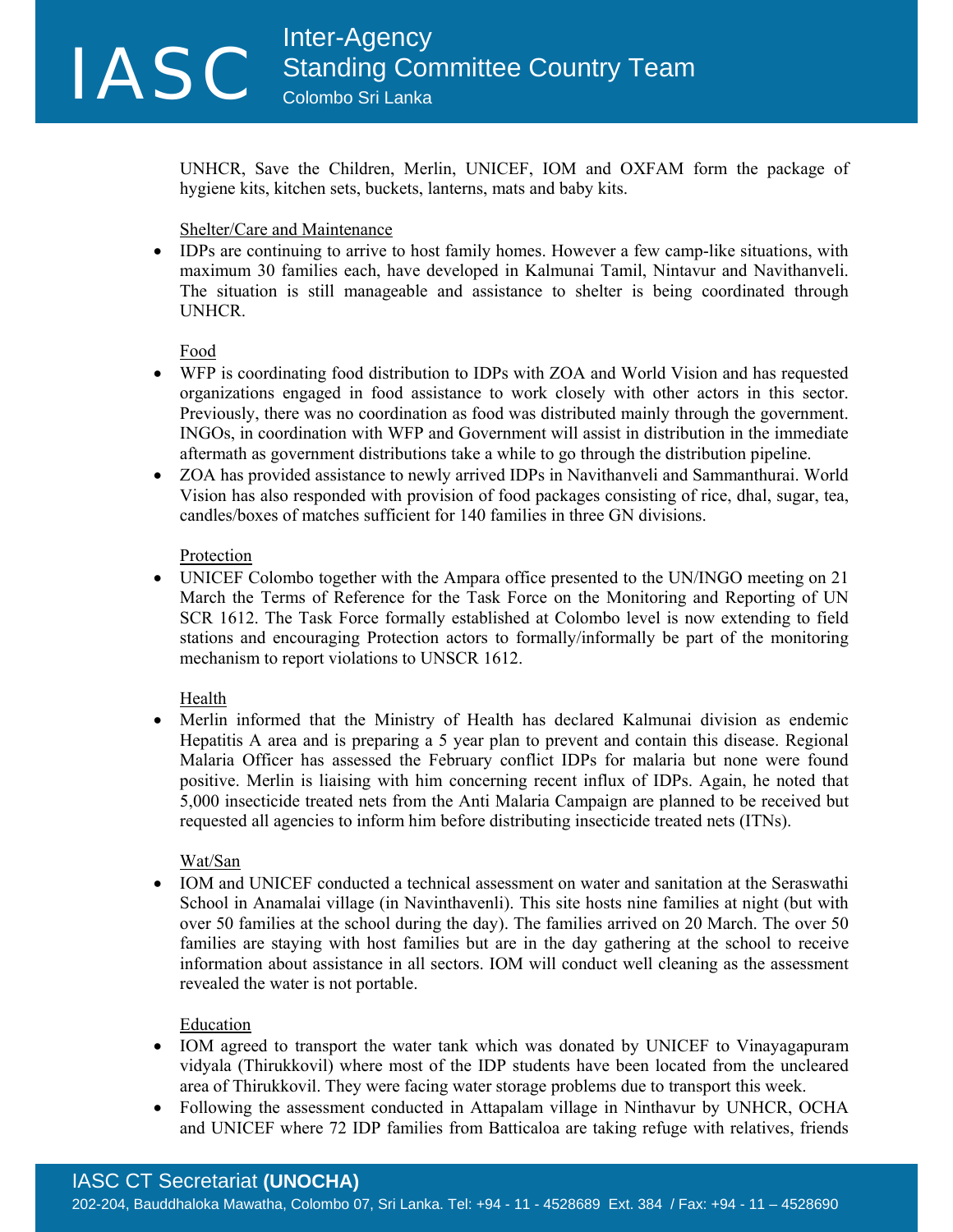UNHCR, Save the Children, Merlin, UNICEF, IOM and OXFAM form the package of hygiene kits, kitchen sets, buckets, lanterns, mats and baby kits.

Shelter/Care and Maintenance

- IDPs are continuing to arrive to host family homes. However a few camp-like situations, with maximum 30 families each, have developed in Kalmunai Tamil, Nintavur and Navithanveli. The situation is still manageable and assistance to shelter is being coordinated through UNHCR.

Food

- WFP is coordinating food distribution to IDPs with ZOA and World Vision and has requested organizations engaged in food assistance to work closely with other actors in this sector. Previously, there was no coordination as food was distributed mainly through the government. INGOs, in coordination with WFP and Government will assist in distribution in the immediate aftermath as government distributions take a while to go through the distribution pipeline.
- ZOA has provided assistance to newly arrived IDPs in Navithanveli and Sammanthurai. World Vision has also responded with provision of food packages consisting of rice, dhal, sugar, tea, candles/boxes of matches sufficient for 140 families in three GN divisions.

Protection

- UNICEF Colombo together with the Ampara office presented to the UN/INGO meeting on 21 March the Terms of Reference for the Task Force on the Monitoring and Reporting of UN SCR 1612. The Task Force formally established at Colombo level is now extending to field stations and encouraging Protection actors to formally/informally be part of the monitoring mechanism to report violations to UNSCR 1612.

Health

- Merlin informed that the Ministry of Health has declared Kalmunai division as endemic Hepatitis A area and is preparing a 5 year plan to prevent and contain this disease. Regional Malaria Officer has assessed the February conflict IDPs for malaria but none were found positive. Merlin is liaising with him concerning recent influx of IDPs. Again, he noted that 5,000 insecticide treated nets from the Anti Malaria Campaign are planned to be received but requested all agencies to inform him before distributing insecticide treated nets (ITNs).

Wat/San

- IOM and UNICEF conducted a technical assessment on water and sanitation at the Seraswathi School in Anamalai village (in Navinthavenli). This site hosts nine families at night (but with over 50 families at the school during the day). The families arrived on 20 March. The over 50 families are staying with host families but are in the day gathering at the school to receive information about assistance in all sectors. IOM will conduct well cleaning as the assessment revealed the water is not portable.

Education

- IOM agreed to transport the water tank which was donated by UNICEF to Vinayagapuram vidyala (Thirukkovil) where most of the IDP students have been located from the uncleared area of Thirukkovil. They were facing water storage problems due to transport this week.
- Following the assessment conducted in Attapalam village in Ninthavur by UNHCR, OCHA and UNICEF where 72 IDP families from Batticaloa are taking refuge with relatives, friends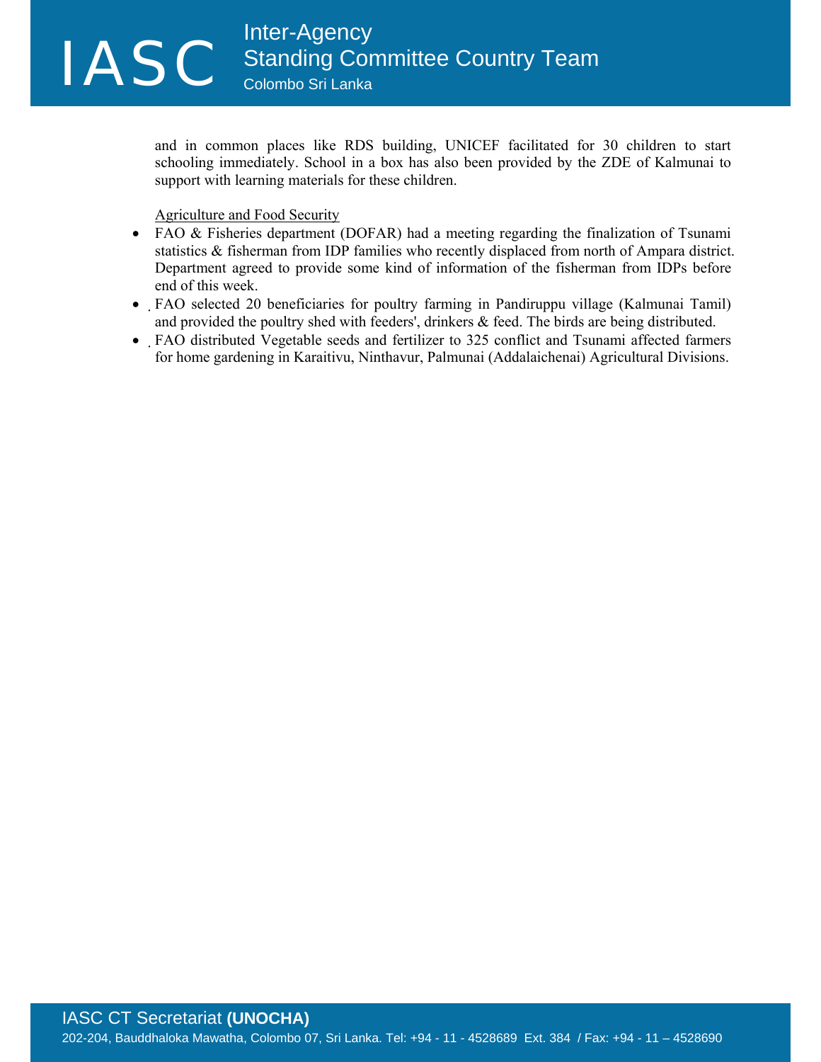and in common places like RDS building, UNICEF facilitated for 30 children to start schooling immediately. School in a box has also been provided by the ZDE of Kalmunai to support with learning materials for these children.

Agriculture and Food Security

- FAO & Fisheries department (DOFAR) had a meeting regarding the finalization of Tsunami statistics & fisherman from IDP families who recently displaced from north of Ampara district. Department agreed to provide some kind of information of the fisherman from IDPs before end of this week.
- FAO selected 20 beneficiaries for poultry farming in Pandiruppu village (Kalmunai Tamil) and provided the poultry shed with feeders', drinkers & feed. The birds are being distributed.
- FAO distributed Vegetable seeds and fertilizer to 325 conflict and Tsunami affected farmers for home gardening in Karaitivu, Ninthavur, Palmunai (Addalaichenai) Agricultural Divisions.